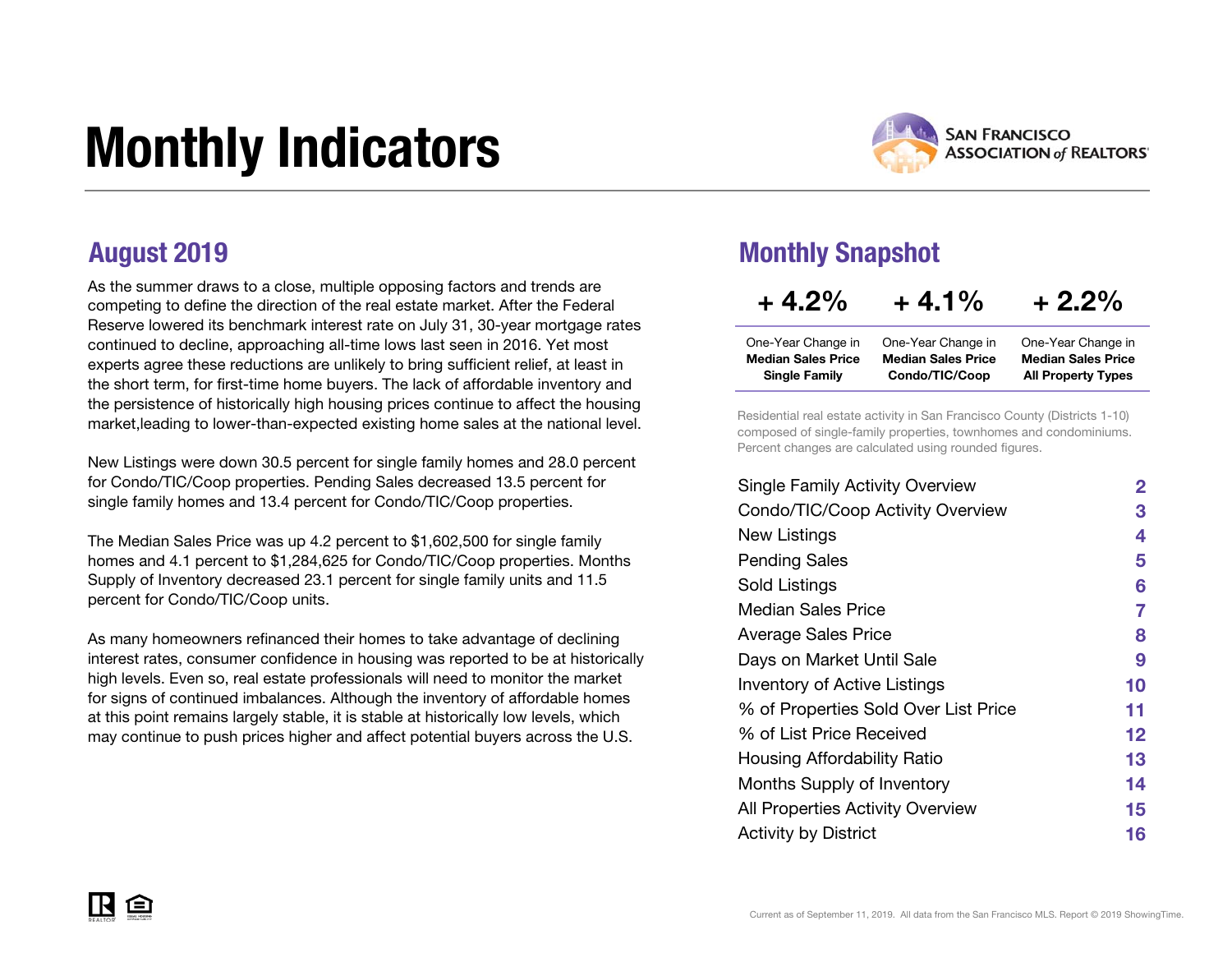# Monthly Indicators

SAN FRANCISCO ASSOCIATION of REALTORS®

## August 2019

As the summer draws to a close, multiple opposing factors and trends are competing to define the direction of the real estate market. After the Federal Reserve lowered its benchmark interest rate on July 31, 30-year mortgage rates continued to decline, approaching all-time lows last seen in 2016. Yet most experts agree these reductions are unlikely to bring sufficient relief, at least in the short term, for first-time home buyers. The lack of affordable inventory and the persistence of historically high housing prices continue to affect the housing market,leading to lower-than-expected existing home sales at the national level.

New Listings were down 30.5 percent for single family homes and 28.0 percent for Condo/TIC/Coop properties. Pending Sales decreased 13.5 percent for single family homes and 13.4 percent for Condo/TIC/Coop properties.

The Median Sales Price was up 4.2 percent to $1,602,500 for single family homes and 4.1 percent to $1,284,625 for Condo/TIC/Coop properties. Months Supply of Inventory decreased 23.1 percent for single family units and 11.5 percent for Condo/TIC/Coop units.

As many homeowners refinanced their homes to take advantage of declining interest rates, consumer confidence in housing was reported to be at historically high levels. Even so, real estate professionals will need to monitor the market for signs of continued imbalances. Although the inventory of affordable homes at this point remains largely stable, it is stable at historically low levels, which may continue to push prices higher and affect potential buyers across the U.S.

## Monthly Snapshot

| + 4.2% | + 4.1% | + 2.2% |
|---|---|---|
| One-Year Change in **Median Sales Price Single Family** | One-Year Change in **Median Sales Price Condo/TIC/Coop** | One-Year Change in **Median Sales Price All Property Types** |

Residential real estate activity in San Francisco County (Districts 1-10) composed of single-family properties, townhomes and condominiums. Percent changes are calculated using rounded figures.

| | |
|---|---|
| Single Family Activity Overview | 2 |
| Condo/TIC/Coop Activity Overview | 3 |
| New Listings | 4 |
| Pending Sales | 5 |
| Sold Listings | 6 |
| Median Sales Price | 7 |
| Average Sales Price | 8 |
| Days on Market Until Sale | 9 |
| Inventory of Active Listings | 10 |
| % of Properties Sold Over List Price | 11 |
| % of List Price Received | 12 |
| Housing Affordability Ratio | 13 |
| Months Supply of Inventory | 14 |
| All Properties Activity Overview | 15 |
| Activity by District | 16 |

Current as of September 11, 2019. All data from the San Francisco MLS. Report © 2019 ShowingTime.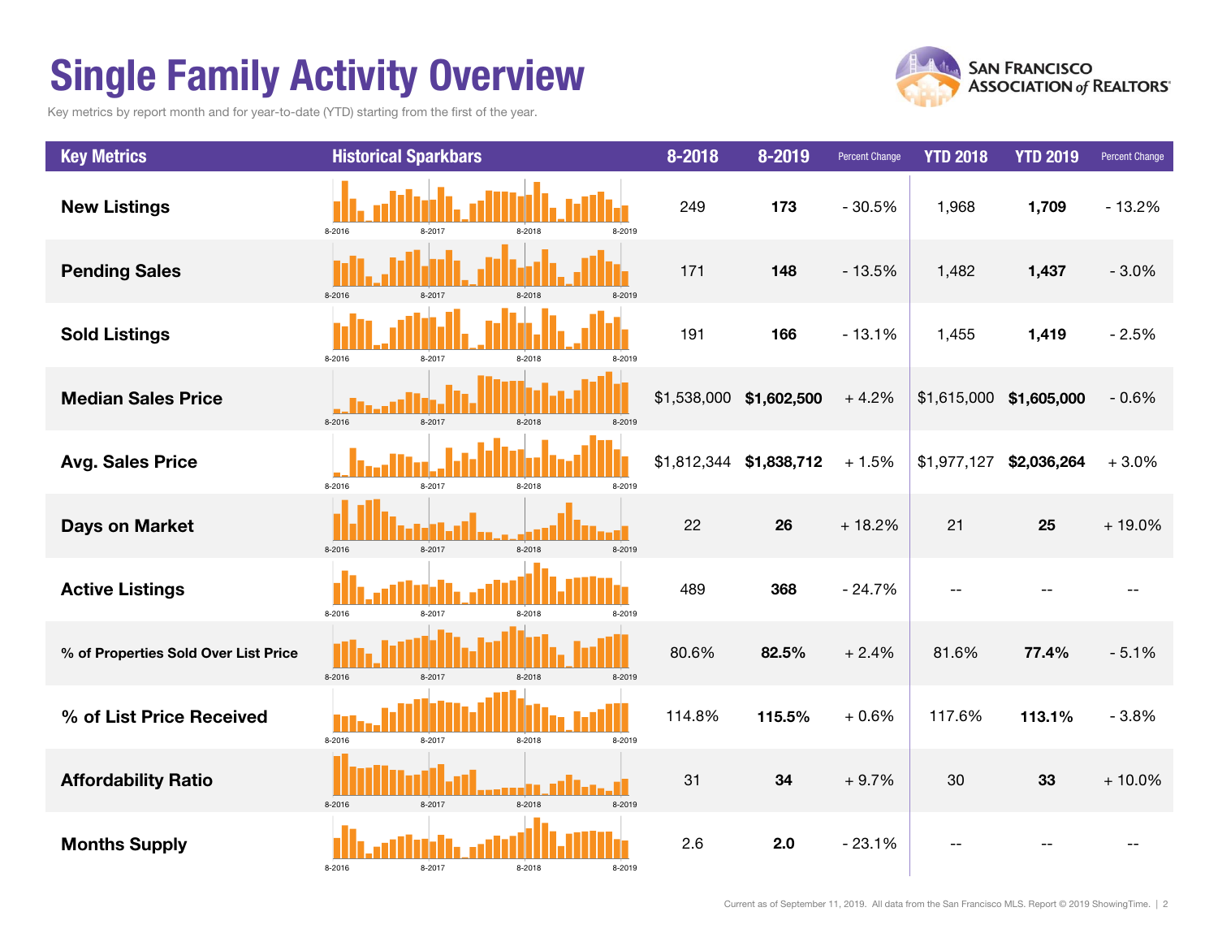# Single Family Activity Overview

Key metrics by report month and for year-to-date (YTD) starting from the first of the year.

| Key Metrics | Historical Sparkbars | 8-2018 | 8-2019 | Percent Change | YTD 2018 | YTD 2019 | Percent Change |
|---|---|---|---|---|---|---|---|
| New Listings | 8-2016 8-2017 8-2018 8-2019 | 249 | **173** | - 30.5% | 1,968 | **1,709** | - 13.2% |
| Pending Sales | 8-2016 8-2017 8-2018 8-2019 | 171 | **148** | - 13.5% | 1,482 | **1,437** | - 3.0% |
| Sold Listings | 8-2016 8-2017 8-2018 8-2019 | 191 | **166** | - 13.1% | 1,455 | **1,419** | - 2.5% |
| Median Sales Price | 8-2016 8-2017 8-2018 8-2019 | $1,538,000 | **$1,602,500** | + 4.2% | $1,615,000 | **$1,605,000** | - 0.6% |
| Avg. Sales Price | 8-2016 8-2017 8-2018 8-2019 | $1,812,344 | **$1,838,712** | + 1.5% | $1,977,127 | **$2,036,264** | + 3.0% |
| Days on Market | 8-2016 8-2017 8-2018 8-2019 | 22 | **26** | + 18.2% | 21 | **25** | + 19.0% |
| Active Listings | 8-2016 8-2017 8-2018 8-2019 | 489 | **368** | - 24.7% | -- | -- | -- |
| % of Properties Sold Over List Price | 8-2016 8-2017 8-2018 8-2019 | 80.6% | **82.5%** | + 2.4% | 81.6% | **77.4%** | - 5.1% |
| % of List Price Received | 8-2016 8-2017 8-2018 8-2019 | 114.8% | **115.5%** | + 0.6% | 117.6% | **113.1%** | - 3.8% |
| Affordability Ratio | 8-2016 8-2017 8-2018 8-2019 | 31 | **34** | + 9.7% | 30 | **33** | + 10.0% |
| Months Supply | 8-2016 8-2017 8-2018 8-2019 | 2.6 | **2.0** | - 23.1% | -- | -- | -- |

Current as of September 11, 2019. All data from the San Francisco MLS. Report © 2019 ShowingTime.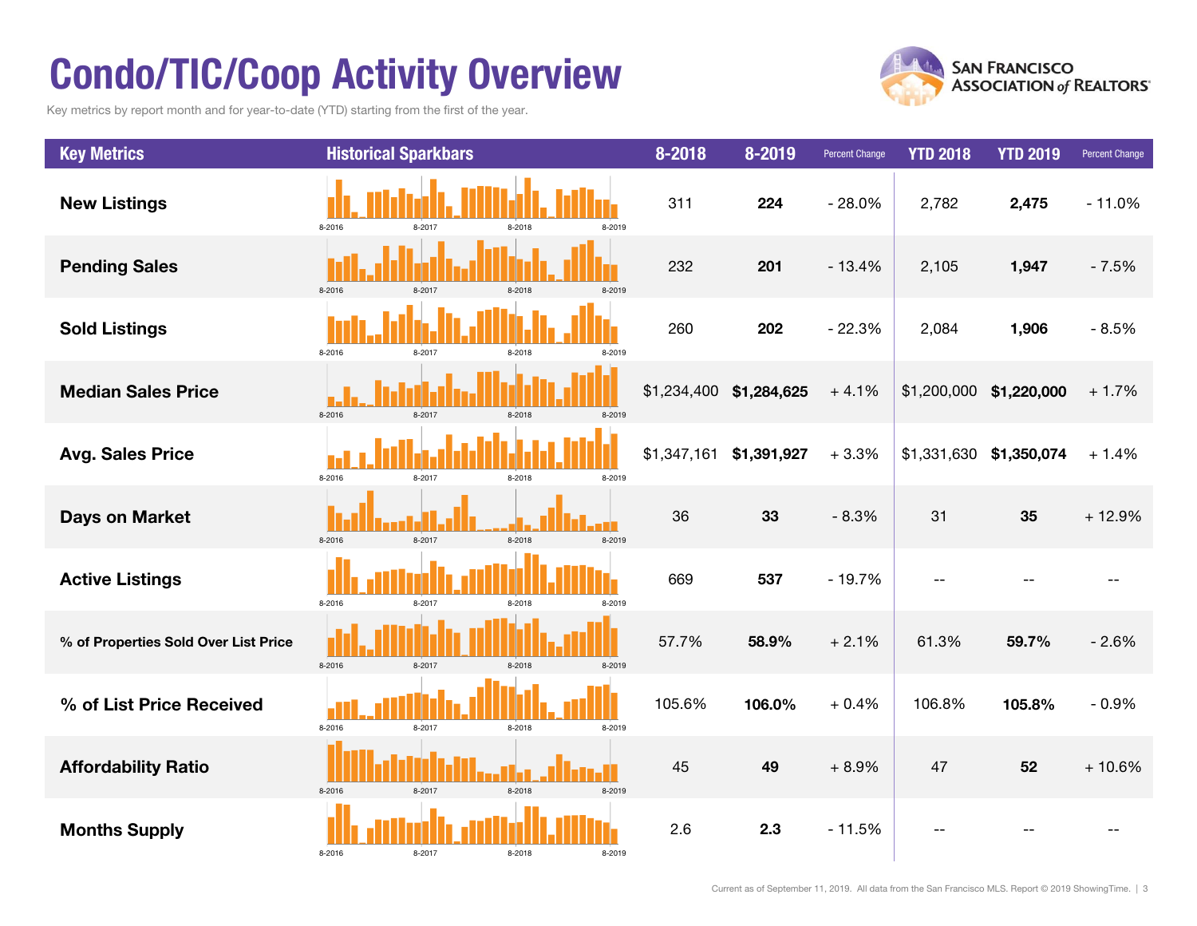# Condo/TIC/Coop Activity Overview

Key metrics by report month and for year-to-date (YTD) starting from the first of the year.

| Key Metrics | Historical Sparkbars | 8-2018 | 8-2019 | Percent Change | YTD 2018 | YTD 2019 | Percent Change |
|---|---|---|---|---|---|---|---|
| New Listings | 8-2016 8-2017 8-2018 8-2019 | 311 | **224** | - 28.0% | 2,782 | **2,475** | - 11.0% |
| Pending Sales | 8-2016 8-2017 8-2018 8-2019 | 232 | **201** | - 13.4% | 2,105 | **1,947** | - 7.5% |
| Sold Listings | 8-2016 8-2017 8-2018 8-2019 | 260 | **202** | - 22.3% | 2,084 | **1,906** | - 8.5% |
| Median Sales Price | 8-2016 8-2017 8-2018 8-2019 | $1,234,400 | **$1,284,625** | + 4.1% | $1,200,000 | **$1,220,000** | + 1.7% |
| Avg. Sales Price | 8-2016 8-2017 8-2018 8-2019 | $1,347,161 | **$1,391,927** | + 3.3% | $1,331,630 | **$1,350,074** | + 1.4% |
| Days on Market | 8-2016 8-2017 8-2018 8-2019 | 36 | **33** | - 8.3% | 31 | **35** | + 12.9% |
| Active Listings | 8-2016 8-2017 8-2018 8-2019 | 669 | **537** | - 19.7% | -- | -- | -- |
| % of Properties Sold Over List Price | 8-2016 8-2017 8-2018 8-2019 | 57.7% | **58.9%** | + 2.1% | 61.3% | **59.7%** | - 2.6% |
| % of List Price Received | 8-2016 8-2017 8-2018 8-2019 | 105.6% | **106.0%** | + 0.4% | 106.8% | **105.8%** | - 0.9% |
| Affordability Ratio | 8-2016 8-2017 8-2018 8-2019 | 45 | **49** | + 8.9% | 47 | **52** | + 10.6% |
| Months Supply | 8-2016 8-2017 8-2018 8-2019 | 2.6 | **2.3** | - 11.5% | -- | -- | -- |

Current as of September 11, 2019. All data from the San Francisco MLS. Report © 2019 ShowingTime.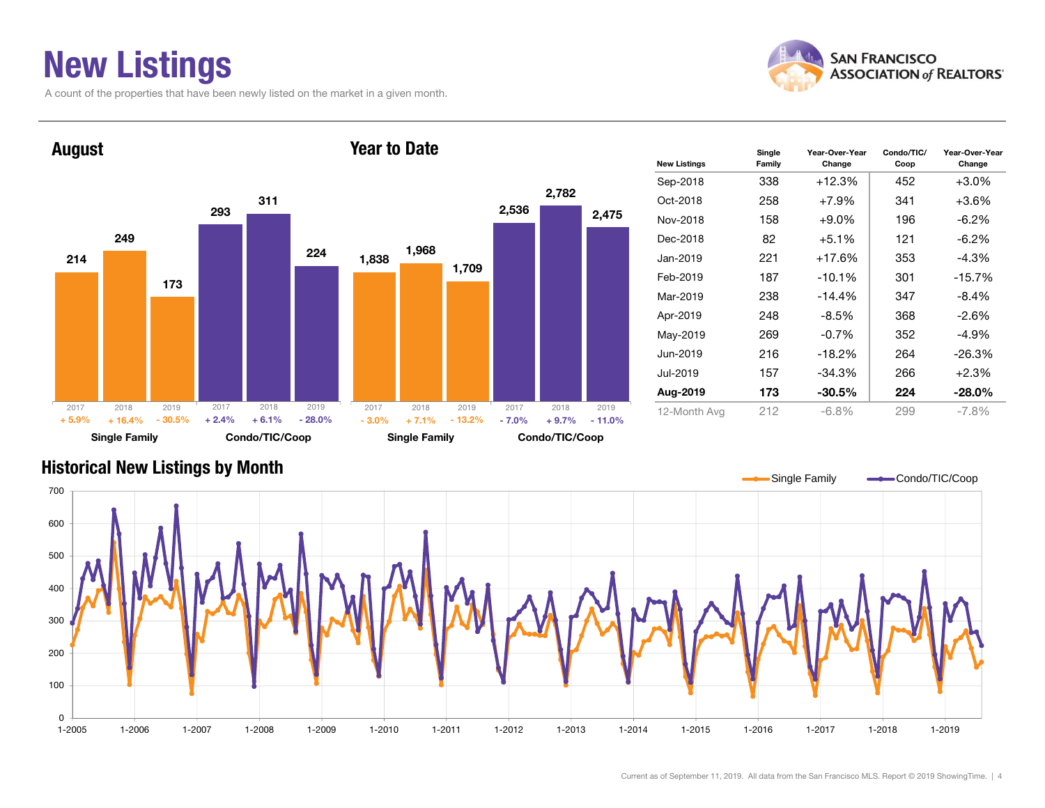# New Listings

A count of the properties that have been newly listed on the market in a given month.

SAN FRANCISCO ASSOCIATION of REALTORS®

## August

| | 2017 | 2018 | 2019 |
|---|---|---|---|
| Single Family | 214 | 249 | 173 |
| | + 5.9% | + 16.4% | - 30.5% |
| Condo/TIC/Coop | 293 | 311 | 224 |
| | + 2.4% | + 6.1% | - 28.0% |

## Year to Date

| | 2017 | 2018 | 2019 |
|---|---|---|---|
| Single Family | 1,838 | 1,968 | 1,709 |
| | - 3.0% | + 7.1% | - 13.2% |
| Condo/TIC/Coop | 2,536 | 2,782 | 2,475 |
| | - 7.0% | + 9.7% | - 11.0% |

| New Listings | Single Family | Year-Over-Year Change | Condo/TIC/Coop | Year-Over-Year Change |
|---|---|---|---|---|
| Sep-2018 | 338 | +12.3% | 452 | +3.0% |
| Oct-2018 | 258 | +7.9% | 341 | +3.6% |
| Nov-2018 | 158 | +9.0% | 196 | -6.2% |
| Dec-2018 | 82 | +5.1% | 121 | -6.2% |
| Jan-2019 | 221 | +17.6% | 353 | -4.3% |
| Feb-2019 | 187 | -10.1% | 301 | -15.7% |
| Mar-2019 | 238 | -14.4% | 347 | -8.4% |
| Apr-2019 | 248 | -8.5% | 368 | -2.6% |
| May-2019 | 269 | -0.7% | 352 | -4.9% |
| Jun-2019 | 216 | -18.2% | 264 | -26.3% |
| Jul-2019 | 157 | -34.3% | 266 | +2.3% |
| **Aug-2019** | **173** | **-30.5%** | **224** | **-28.0%** |
| 12-Month Avg | 212 | -6.8% | 299 | -7.8% |

## Historical New Listings by Month

Single Family — Condo/TIC/Coop

Current as of September 11, 2019. All data from the San Francisco MLS. Report © 2019 ShowingTime.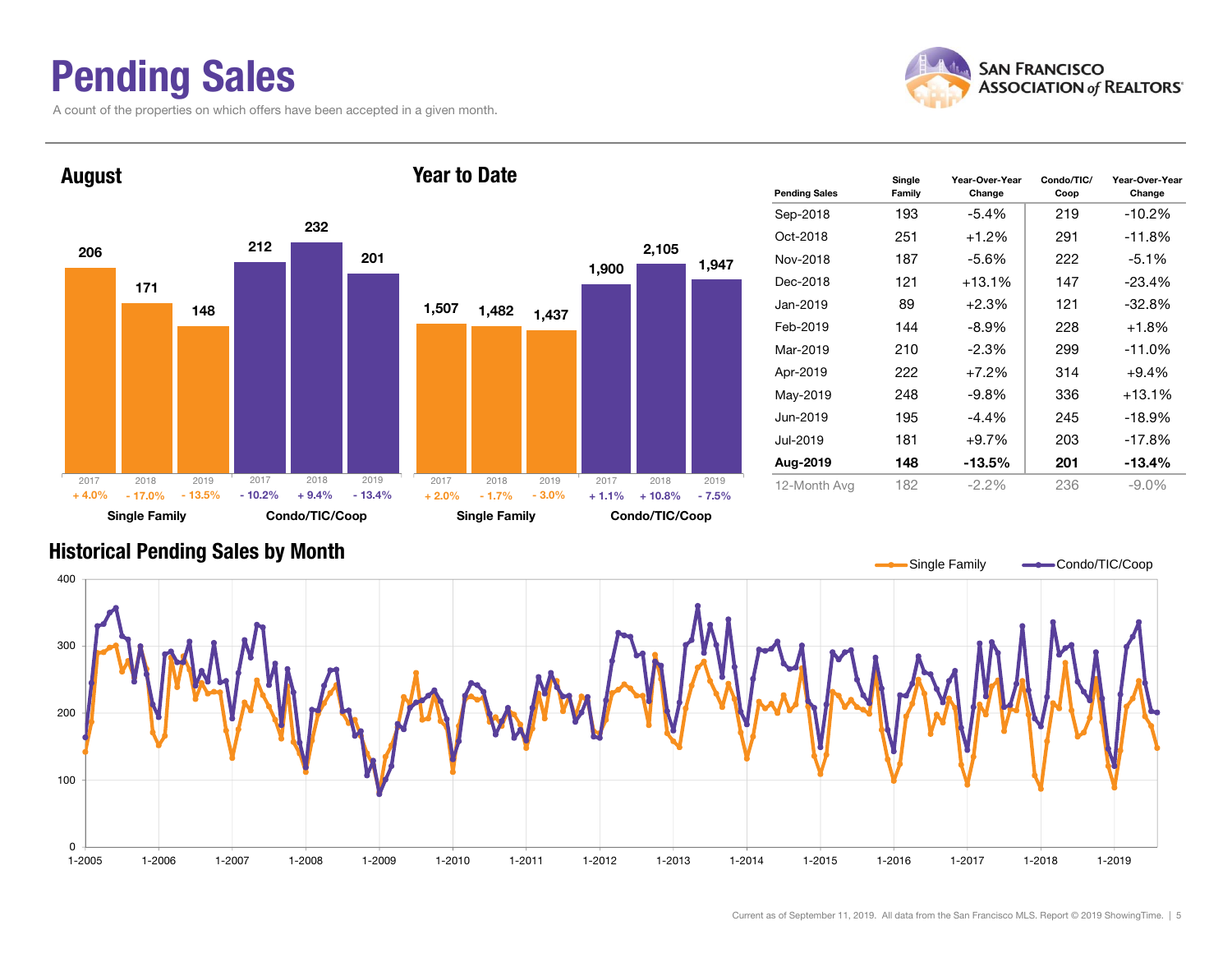# Pending Sales

A count of the properties on which offers have been accepted in a given month.

## August

| | 2017 | 2018 | 2019 |
|---|---|---|---|
| Single Family | 206 | 171 | 148 |
| Change | + 4.0% | - 17.0% | - 13.5% |
| Condo/TIC/Coop | 212 | 232 | 201 |
| Change | - 10.2% | + 9.4% | - 13.4% |

## Year to Date

| | 2017 | 2018 | 2019 |
|---|---|---|---|
| Single Family | 1,507 | 1,482 | 1,437 |
| Change | + 2.0% | - 1.7% | - 3.0% |
| Condo/TIC/Coop | 1,900 | 2,105 | 1,947 |
| Change | + 1.1% | + 10.8% | - 7.5% |

| Pending Sales | Single Family | Year-Over-Year Change | Condo/TIC/ Coop | Year-Over-Year Change |
|---|---|---|---|---|
| Sep-2018 | 193 | -5.4% | 219 | -10.2% |
| Oct-2018 | 251 | +1.2% | 291 | -11.8% |
| Nov-2018 | 187 | -5.6% | 222 | -5.1% |
| Dec-2018 | 121 | +13.1% | 147 | -23.4% |
| Jan-2019 | 89 | +2.3% | 121 | -32.8% |
| Feb-2019 | 144 | -8.9% | 228 | +1.8% |
| Mar-2019 | 210 | -2.3% | 299 | -11.0% |
| Apr-2019 | 222 | +7.2% | 314 | +9.4% |
| May-2019 | 248 | -9.8% | 336 | +13.1% |
| Jun-2019 | 195 | -4.4% | 245 | -18.9% |
| Jul-2019 | 181 | +9.7% | 203 | -17.8% |
| **Aug-2019** | **148** | **-13.5%** | **201** | **-13.4%** |
| 12-Month Avg | 182 | -2.2% | 236 | -9.0% |

## Historical Pending Sales by Month

Single Family — Condo/TIC/Coop

Current as of September 11, 2019. All data from the San Francisco MLS. Report © 2019 ShowingTime.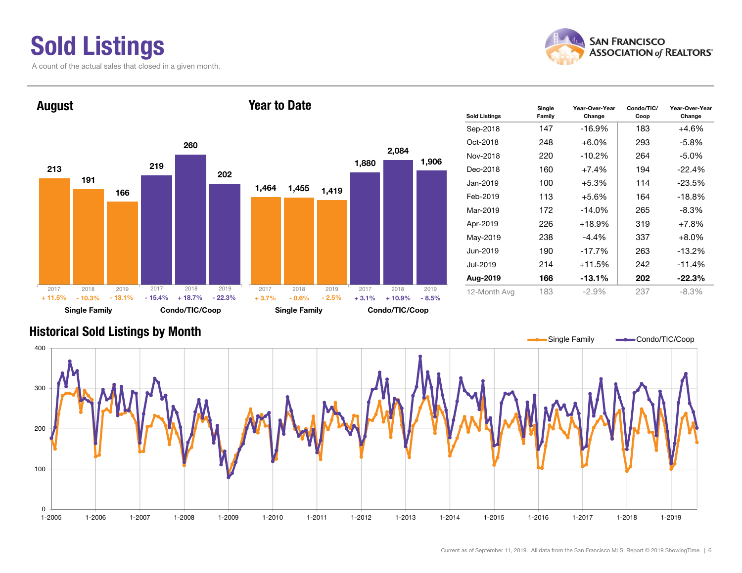# Sold Listings

A count of the actual sales that closed in a given month.

SAN FRANCISCO ASSOCIATION of REALTORS®

## August

| | 2017 | 2018 | 2019 |
|---|---|---|---|
| Single Family | 213 | 191 | 166 |
| Change | + 11.5% | - 10.3% | - 13.1% |
| Condo/TIC/Coop | 219 | 260 | 202 |
| Change | - 15.4% | + 18.7% | - 22.3% |

## Year to Date

| | 2017 | 2018 | 2019 |
|---|---|---|---|
| Single Family | 1,464 | 1,455 | 1,419 |
| Change | + 3.7% | - 0.6% | - 2.5% |
| Condo/TIC/Coop | 1,880 | 2,084 | 1,906 |
| Change | + 3.1% | + 10.9% | - 8.5% |

| Sold Listings | Single Family | Year-Over-Year Change | Condo/TIC/ Coop | Year-Over-Year Change |
|---|---|---|---|---|
| Sep-2018 | 147 | -16.9% | 183 | +4.6% |
| Oct-2018 | 248 | +6.0% | 293 | -5.8% |
| Nov-2018 | 220 | -10.2% | 264 | -5.0% |
| Dec-2018 | 160 | +7.4% | 194 | -22.4% |
| Jan-2019 | 100 | +5.3% | 114 | -23.5% |
| Feb-2019 | 113 | +5.6% | 164 | -18.8% |
| Mar-2019 | 172 | -14.0% | 265 | -8.3% |
| Apr-2019 | 226 | +18.9% | 319 | +7.8% |
| May-2019 | 238 | -4.4% | 337 | +8.0% |
| Jun-2019 | 190 | -17.7% | 263 | -13.2% |
| Jul-2019 | 214 | +11.5% | 242 | -11.4% |
| **Aug-2019** | **166** | **-13.1%** | **202** | **-22.3%** |
| 12-Month Avg | 183 | -2.9% | 237 | -8.3% |

## Historical Sold Listings by Month

Single Family — Condo/TIC/Coop

Current as of September 11, 2019. All data from the San Francisco MLS. Report © 2019 ShowingTime.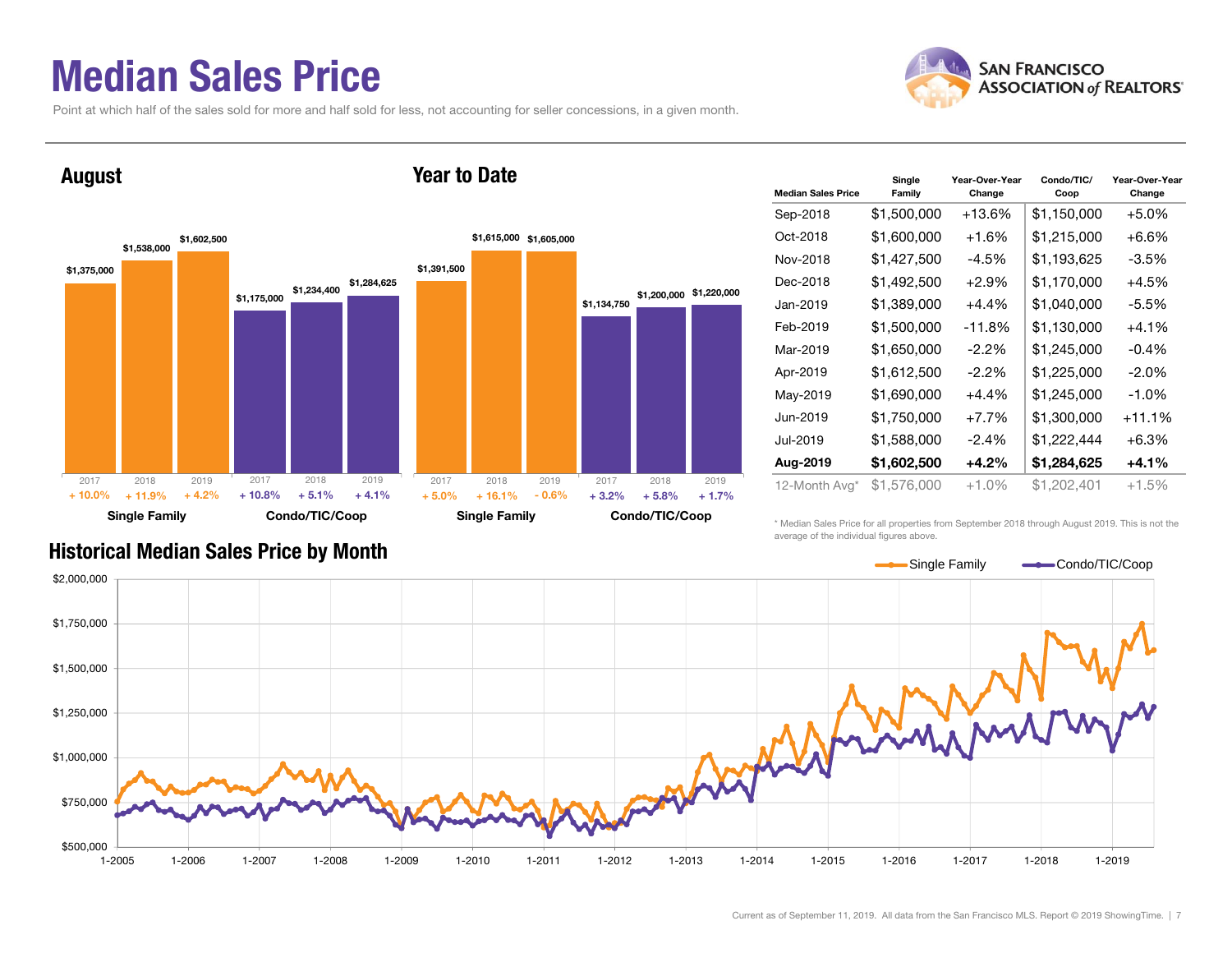# Median Sales Price

Point at which half of the sales sold for more and half sold for less, not accounting for seller concessions, in a given month.

## August

| | 2017 | 2018 | 2019 |
|---|---|---|---|
| Single Family | $1,375,000 (+ 10.0%) | $1,538,000 (+ 11.9%) | $1,602,500 (+ 4.2%) |
| Condo/TIC/Coop | $1,175,000 (+ 10.8%) | $1,234,400 (+ 5.1%) | $1,284,625 (+ 4.1%) |

## Year to Date

| | 2017 | 2018 | 2019 |
|---|---|---|---|
| Single Family | $1,391,500 (+ 5.0%) | $1,615,000 (+ 16.1%) | $1,605,000 (- 0.6%) |
| Condo/TIC/Coop | $1,134,750 (+ 3.2%) | $1,200,000 (+ 5.8%) | $1,220,000 (+ 1.7%) |

| Median Sales Price | Single Family | Year-Over-Year Change | Condo/TIC/ Coop | Year-Over-Year Change |
|---|---|---|---|---|
| Sep-2018 | $1,500,000 | +13.6% | $1,150,000 | +5.0% |
| Oct-2018 | $1,600,000 | +1.6% | $1,215,000 | +6.6% |
| Nov-2018 | $1,427,500 | -4.5% | $1,193,625 | -3.5% |
| Dec-2018 | $1,492,500 | +2.9% | $1,170,000 | +4.5% |
| Jan-2019 | $1,389,000 | +4.4% | $1,040,000 | -5.5% |
| Feb-2019 | $1,500,000 | -11.8% | $1,130,000 | +4.1% |
| Mar-2019 | $1,650,000 | -2.2% | $1,245,000 | -0.4% |
| Apr-2019 | $1,612,500 | -2.2% | $1,225,000 | -2.0% |
| May-2019 | $1,690,000 | +4.4% | $1,245,000 | -1.0% |
| Jun-2019 | $1,750,000 | +7.7% | $1,300,000 | +11.1% |
| Jul-2019 | $1,588,000 | -2.4% | $1,222,444 | +6.3% |
| **Aug-2019** | **$1,602,500** | **+4.2%** | **$1,284,625** | **+4.1%** |
| 12-Month Avg* | $1,576,000 | +1.0% | $1,202,401 | +1.5% |

\* Median Sales Price for all properties from September 2018 through August 2019. This is not the average of the individual figures above.

## Historical Median Sales Price by Month

Single Family — Condo/TIC/Coop

Current as of September 11, 2019. All data from the San Francisco MLS. Report © 2019 ShowingTime.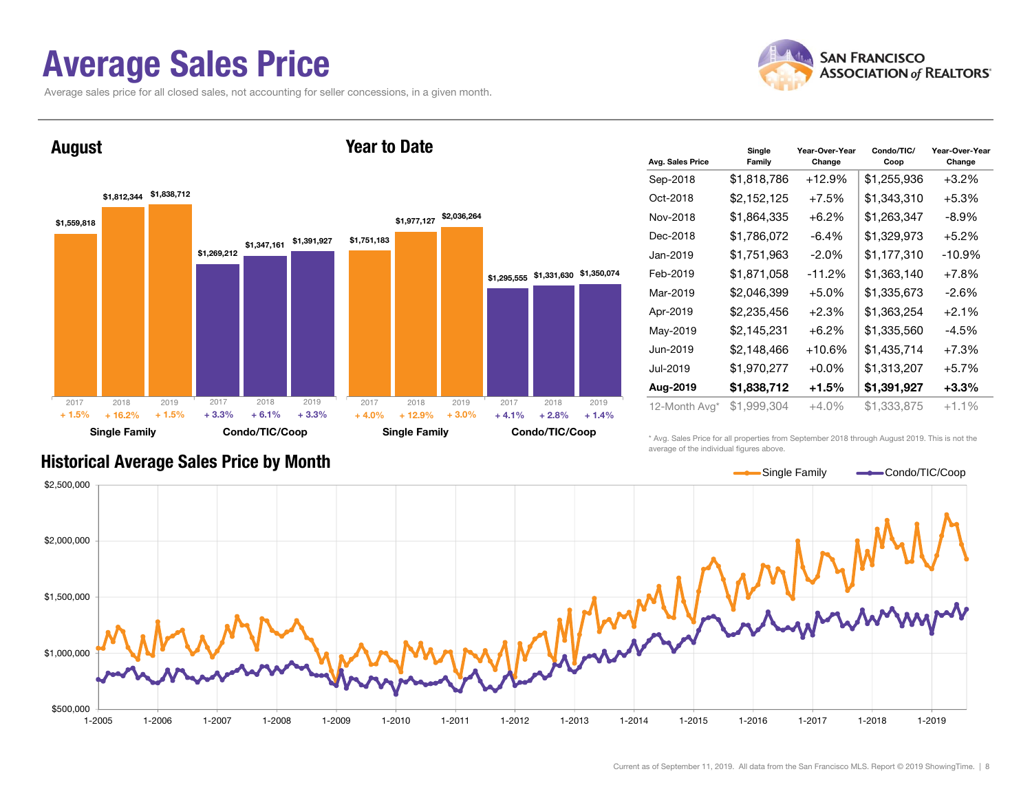# Average Sales Price

Average sales price for all closed sales, not accounting for seller concessions, in a given month.

## August

| | 2017 | 2018 | 2019 |
|---|---|---|---|
| Single Family | $1,559,818 | $1,812,344 | $1,838,712 |
| Change | + 1.5% | + 16.2% | + 1.5% |
| Condo/TIC/Coop | $1,269,212 | $1,347,161 | $1,391,927 |
| Change | + 3.3% | + 6.1% | + 3.3% |

## Year to Date

| | 2017 | 2018 | 2019 |
|---|---|---|---|
| Single Family | $1,751,183 | $1,977,127 | $2,036,264 |
| Change | + 4.0% | + 12.9% | + 3.0% |
| Condo/TIC/Coop | $1,295,555 | $1,331,630 | $1,350,074 |
| Change | + 4.1% | + 2.8% | + 1.4% |

| Avg. Sales Price | Single Family | Year-Over-Year Change | Condo/TIC/Coop | Year-Over-Year Change |
|---|---|---|---|---|
| Sep-2018 | $1,818,786 | +12.9% | $1,255,936 | +3.2% |
| Oct-2018 | $2,152,125 | +7.5% | $1,343,310 | +5.3% |
| Nov-2018 | $1,864,335 | +6.2% | $1,263,347 | -8.9% |
| Dec-2018 | $1,786,072 | -6.4% | $1,329,973 | +5.2% |
| Jan-2019 | $1,751,963 | -2.0% | $1,177,310 | -10.9% |
| Feb-2019 | $1,871,058 | -11.2% | $1,363,140 | +7.8% |
| Mar-2019 | $2,046,399 | +5.0% | $1,335,673 | -2.6% |
| Apr-2019 | $2,235,456 | +2.3% | $1,363,254 | +2.1% |
| May-2019 | $2,145,231 | +6.2% | $1,335,560 | -4.5% |
| Jun-2019 | $2,148,466 | +10.6% | $1,435,714 | +7.3% |
| Jul-2019 | $1,970,277 | +0.0% | $1,313,207 | +5.7% |
| **Aug-2019** | **$1,838,712** | **+1.5%** | **$1,391,927** | **+3.3%** |
| 12-Month Avg* | $1,999,304 | +4.0% | $1,333,875 | +1.1% |

\* Avg. Sales Price for all properties from September 2018 through August 2019. This is not the average of the individual figures above.

## Historical Average Sales Price by Month

Current as of September 11, 2019. All data from the San Francisco MLS. Report © 2019 ShowingTime.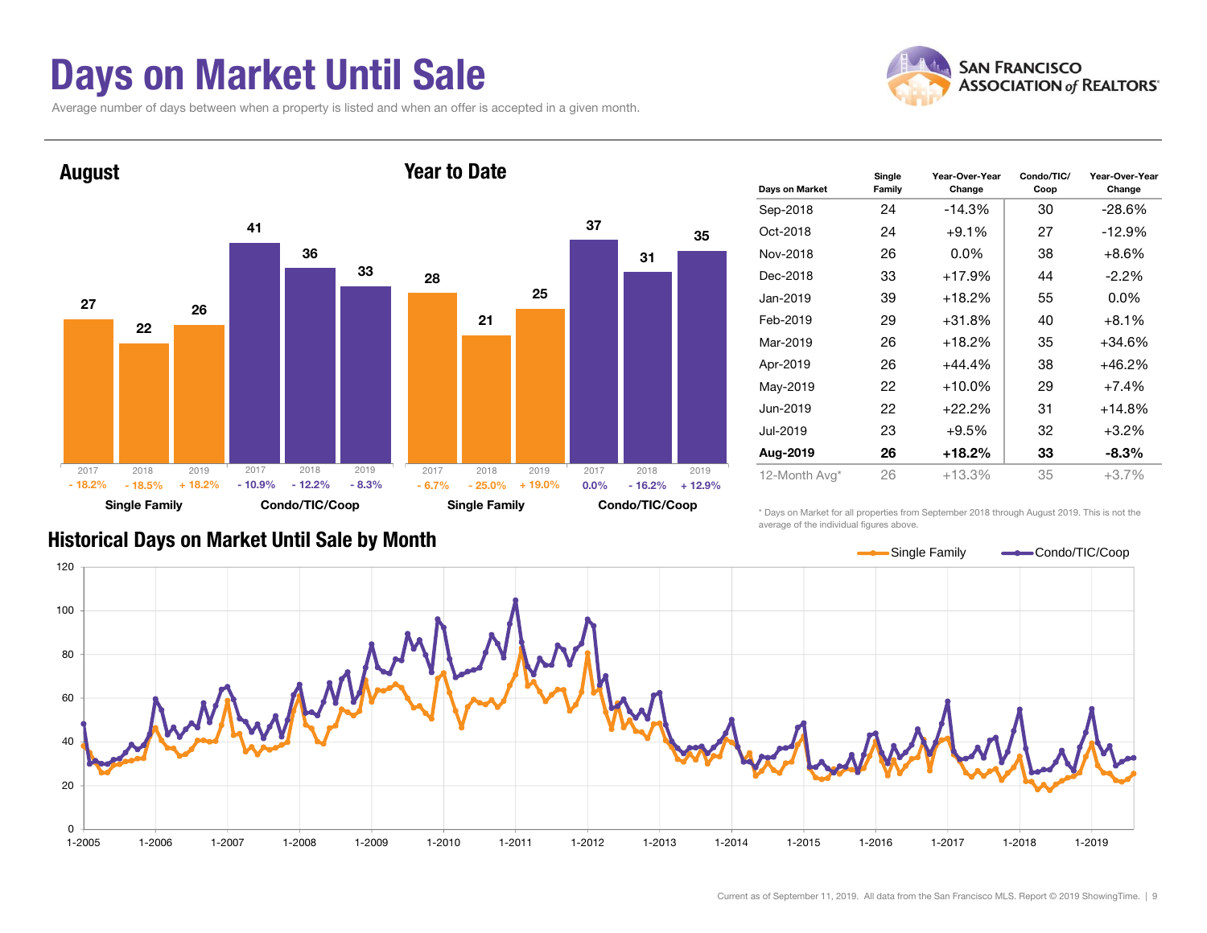# Days on Market Until Sale

Average number of days between when a property is listed and when an offer is accepted in a given month.

## August

| | Single Family | | | Condo/TIC/Coop | | |
|---|---|---|---|---|---|---|
| Year | 2017 | 2018 | 2019 | 2017 | 2018 | 2019 |
| Days | 27 | 22 | 26 | 41 | 36 | 33 |
| Change | - 18.2% | - 18.5% | + 18.2% | - 10.9% | - 12.2% | - 8.3% |

## Year to Date

| | Single Family | | | Condo/TIC/Coop | | |
|---|---|---|---|---|---|---|
| Year | 2017 | 2018 | 2019 | 2017 | 2018 | 2019 |
| Days | 28 | 21 | 25 | 37 | 31 | 35 |
| Change | - 6.7% | - 25.0% | + 19.0% | 0.0% | - 16.2% | + 12.9% |

| Days on Market | Single Family | Year-Over-Year Change | Condo/TIC/ Coop | Year-Over-Year Change |
|---|---|---|---|---|
| Sep-2018 | 24 | -14.3% | 30 | -28.6% |
| Oct-2018 | 24 | +9.1% | 27 | -12.9% |
| Nov-2018 | 26 | 0.0% | 38 | +8.6% |
| Dec-2018 | 33 | +17.9% | 44 | -2.2% |
| Jan-2019 | 39 | +18.2% | 55 | 0.0% |
| Feb-2019 | 29 | +31.8% | 40 | +8.1% |
| Mar-2019 | 26 | +18.2% | 35 | +34.6% |
| Apr-2019 | 26 | +44.4% | 38 | +46.2% |
| May-2019 | 22 | +10.0% | 29 | +7.4% |
| Jun-2019 | 22 | +22.2% | 31 | +14.8% |
| Jul-2019 | 23 | +9.5% | 32 | +3.2% |
| **Aug-2019** | **26** | **+18.2%** | **33** | **-8.3%** |
| 12-Month Avg* | 26 | +13.3% | 35 | +3.7% |

\* Days on Market for all properties from September 2018 through August 2019. This is not the average of the individual figures above.

## Historical Days on Market Until Sale by Month

Single Family / Condo/TIC/Coop

Current as of September 11, 2019. All data from the San Francisco MLS. Report © 2019 ShowingTime.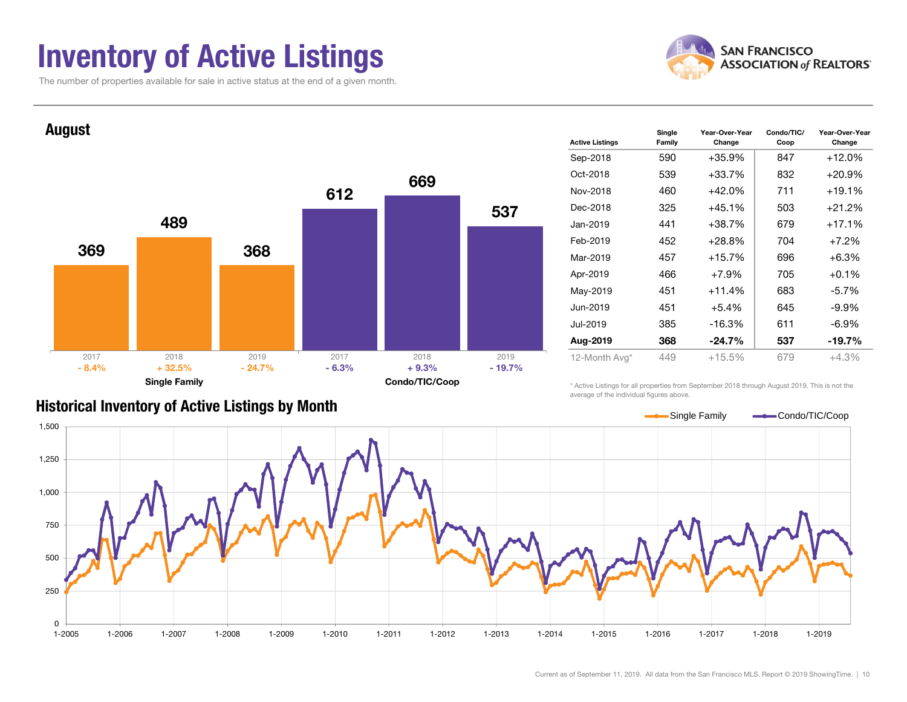# Inventory of Active Listings

The number of properties available for sale in active status at the end of a given month.

## August

| | 2017 | 2018 | 2019 |
|---|---|---|---|
| **Single Family** | 369 | 489 | 368 |
| | - 8.4% | + 32.5% | - 24.7% |
| **Condo/TIC/Coop** | 612 | 669 | 537 |
| | - 6.3% | + 9.3% | - 19.7% |

| Active Listings | Single Family | Year-Over-Year Change | Condo/TIC/ Coop | Year-Over-Year Change |
|---|---|---|---|---|
| Sep-2018 | 590 | +35.9% | 847 | +12.0% |
| Oct-2018 | 539 | +33.7% | 832 | +20.9% |
| Nov-2018 | 460 | +42.0% | 711 | +19.1% |
| Dec-2018 | 325 | +45.1% | 503 | +21.2% |
| Jan-2019 | 441 | +38.7% | 679 | +17.1% |
| Feb-2019 | 452 | +28.8% | 704 | +7.2% |
| Mar-2019 | 457 | +15.7% | 696 | +6.3% |
| Apr-2019 | 466 | +7.9% | 705 | +0.1% |
| May-2019 | 451 | +11.4% | 683 | -5.7% |
| Jun-2019 | 451 | +5.4% | 645 | -9.9% |
| Jul-2019 | 385 | -16.3% | 611 | -6.9% |
| **Aug-2019** | **368** | **-24.7%** | **537** | **-19.7%** |
| 12-Month Avg* | 449 | +15.5% | 679 | +4.3% |

\* Active Listings for all properties from September 2018 through August 2019. This is not the average of the individual figures above.

## Historical Inventory of Active Listings by Month

Single Family / Condo/TIC/Coop

Current as of September 11, 2019. All data from the San Francisco MLS. Report © 2019 ShowingTime.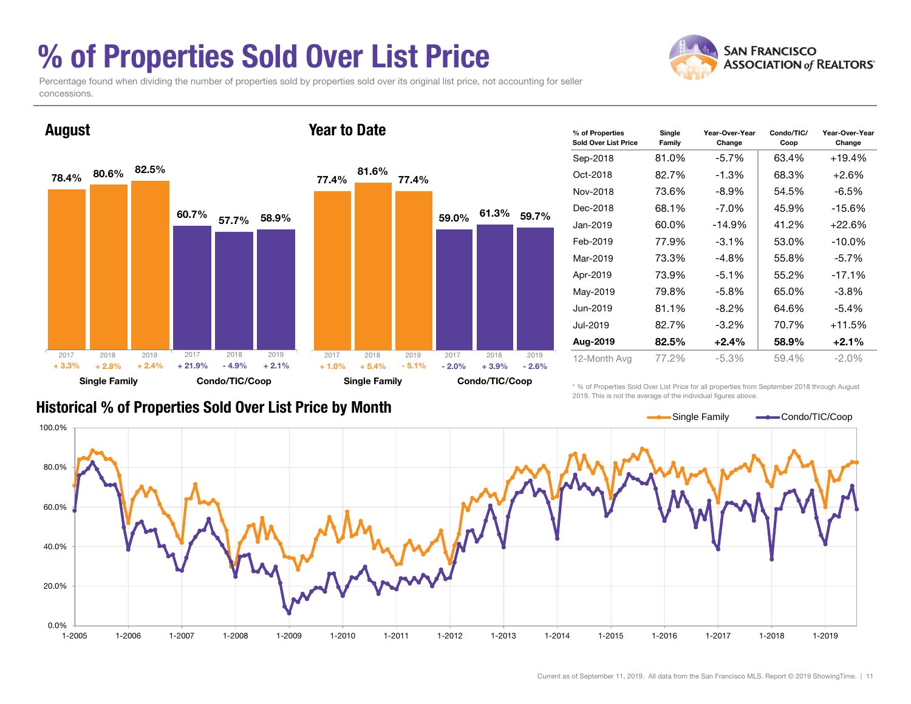# % of Properties Sold Over List Price

Percentage found when dividing the number of properties sold by properties sold over its original list price, not accounting for seller concessions.

## August

| | Single Family | | | Condo/TIC/Coop | | |
|---|---|---|---|---|---|---|
| Year | 2017 | 2018 | 2019 | 2017 | 2018 | 2019 |
| Value | 78.4% | 80.6% | 82.5% | 60.7% | 57.7% | 58.9% |
| Change | + 3.3% | + 2.8% | + 2.4% | + 21.9% | - 4.9% | + 2.1% |

## Year to Date

| | Single Family | | | Condo/TIC/Coop | | |
|---|---|---|---|---|---|---|
| Year | 2017 | 2018 | 2019 | 2017 | 2018 | 2019 |
| Value | 77.4% | 81.6% | 77.4% | 59.0% | 61.3% | 59.7% |
| Change | + 1.0% | + 5.4% | - 5.1% | - 2.0% | + 3.9% | - 2.6% |

| % of Properties Sold Over List Price | Single Family | Year-Over-Year Change | Condo/TIC/ Coop | Year-Over-Year Change |
|---|---|---|---|---|
| Sep-2018 | 81.0% | -5.7% | 63.4% | +19.4% |
| Oct-2018 | 82.7% | -1.3% | 68.3% | +2.6% |
| Nov-2018 | 73.6% | -8.9% | 54.5% | -6.5% |
| Dec-2018 | 68.1% | -7.0% | 45.9% | -15.6% |
| Jan-2019 | 60.0% | -14.9% | 41.2% | +22.6% |
| Feb-2019 | 77.9% | -3.1% | 53.0% | -10.0% |
| Mar-2019 | 73.3% | -4.8% | 55.8% | -5.7% |
| Apr-2019 | 73.9% | -5.1% | 55.2% | -17.1% |
| May-2019 | 79.8% | -5.8% | 65.0% | -3.8% |
| Jun-2019 | 81.1% | -8.2% | 64.6% | -5.4% |
| Jul-2019 | 82.7% | -3.2% | 70.7% | +11.5% |
| **Aug-2019** | **82.5%** | **+2.4%** | **58.9%** | **+2.1%** |
| 12-Month Avg | 77.2% | -5.3% | 59.4% | -2.0% |

* % of Properties Sold Over List Price for all properties from September 2018 through August 2019. This is not the average of the individual figures above.

## Historical % of Properties Sold Over List Price by Month

Current as of September 11, 2019. All data from the San Francisco MLS. Report © 2019 ShowingTime.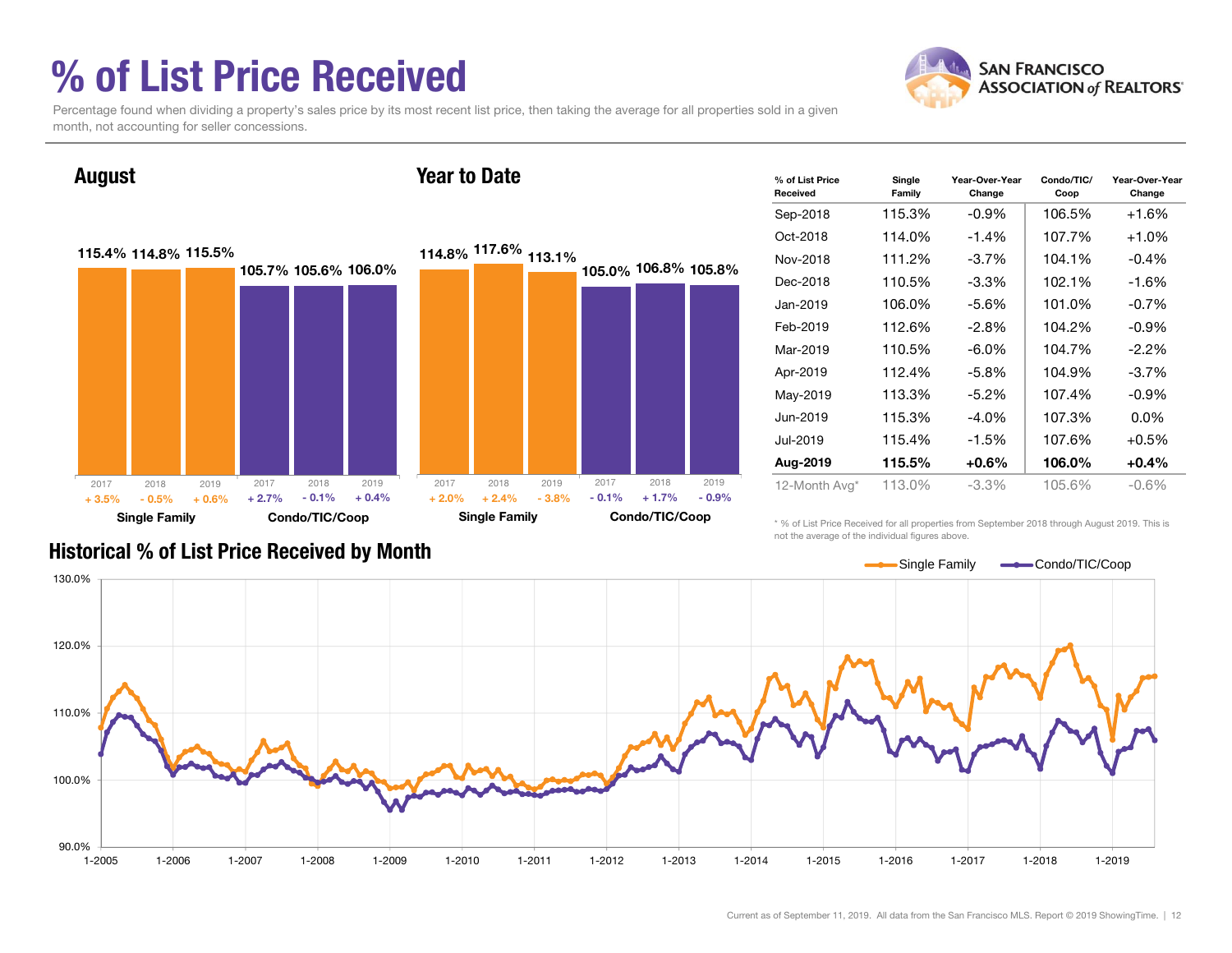# % of List Price Received

Percentage found when dividing a property's sales price by its most recent list price, then taking the average for all properties sold in a given month, not accounting for seller concessions.

## August

| | Single Family | | | Condo/TIC/Coop | | |
|---|---|---|---|---|---|---|
| | 2017 | 2018 | 2019 | 2017 | 2018 | 2019 |
| % of List Price Received | 115.4% | 114.8% | 115.5% | 105.7% | 105.6% | 106.0% |
| Change | + 3.5% | - 0.5% | + 0.6% | + 2.7% | - 0.1% | + 0.4% |

## Year to Date

| | Single Family | | | Condo/TIC/Coop | | |
|---|---|---|---|---|---|---|
| | 2017 | 2018 | 2019 | 2017 | 2018 | 2019 |
| % of List Price Received | 114.8% | 117.6% | 113.1% | 105.0% | 106.8% | 105.8% |
| Change | + 2.0% | + 2.4% | - 3.8% | - 0.1% | + 1.7% | - 0.9% |

| % of List Price Received | Single Family | Year-Over-Year Change | Condo/TIC/Coop | Year-Over-Year Change |
|---|---|---|---|---|
| Sep-2018 | 115.3% | -0.9% | 106.5% | +1.6% |
| Oct-2018 | 114.0% | -1.4% | 107.7% | +1.0% |
| Nov-2018 | 111.2% | -3.7% | 104.1% | -0.4% |
| Dec-2018 | 110.5% | -3.3% | 102.1% | -1.6% |
| Jan-2019 | 106.0% | -5.6% | 101.0% | -0.7% |
| Feb-2019 | 112.6% | -2.8% | 104.2% | -0.9% |
| Mar-2019 | 110.5% | -6.0% | 104.7% | -2.2% |
| Apr-2019 | 112.4% | -5.8% | 104.9% | -3.7% |
| May-2019 | 113.3% | -5.2% | 107.4% | -0.9% |
| Jun-2019 | 115.3% | -4.0% | 107.3% | 0.0% |
| Jul-2019 | 115.4% | -1.5% | 107.6% | +0.5% |
| **Aug-2019** | **115.5%** | **+0.6%** | **106.0%** | **+0.4%** |
| 12-Month Avg* | 113.0% | -3.3% | 105.6% | -0.6% |

* % of List Price Received for all properties from September 2018 through August 2019. This is not the average of the individual figures above.

## Historical % of List Price Received by Month

Single Family | Condo/TIC/Coop

Current as of September 11, 2019. All data from the San Francisco MLS. Report © 2019 ShowingTime.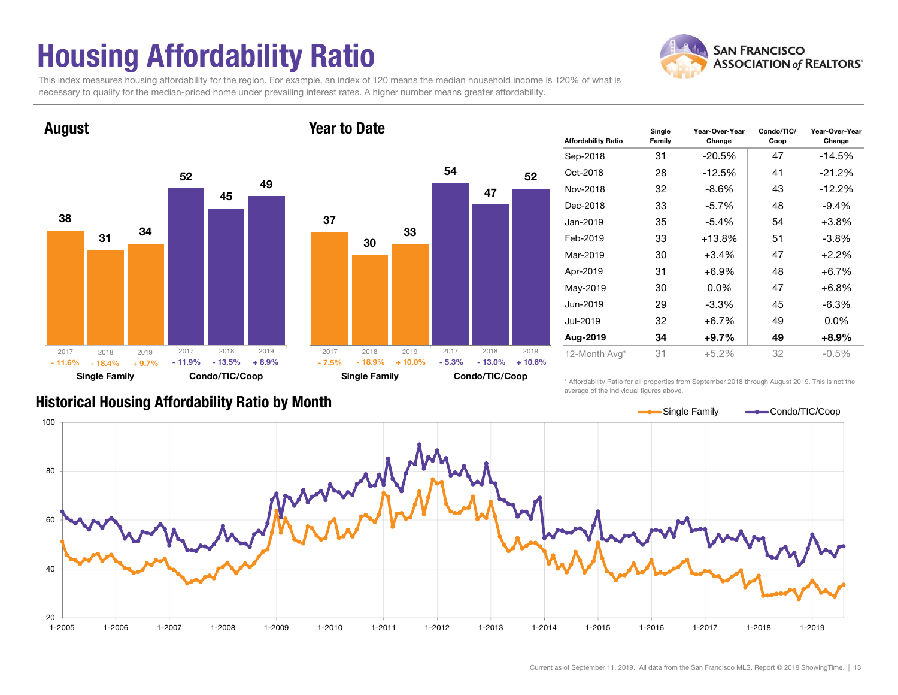# Housing Affordability Ratio

This index measures housing affordability for the region. For example, an index of 120 means the median household income is 120% of what is necessary to qualify for the median-priced home under prevailing interest rates. A higher number means greater affordability.

SAN FRANCISCO ASSOCIATION of REALTORS®

## August

| | 2017 | 2018 | 2019 |
|---|---|---|---|
| Single Family | 38 | 31 | 34 |
| Change | - 11.6% | - 18.4% | + 9.7% |
| Condo/TIC/Coop | 52 | 45 | 49 |
| Change | - 11.9% | - 13.5% | + 8.9% |

## Year to Date

| | 2017 | 2018 | 2019 |
|---|---|---|---|
| Single Family | 37 | 30 | 33 |
| Change | - 7.5% | - 18.9% | + 10.0% |
| Condo/TIC/Coop | 54 | 47 | 52 |
| Change | - 5.3% | - 13.0% | + 10.6% |

| Affordability Ratio | Single Family | Year-Over-Year Change | Condo/TIC/ Coop | Year-Over-Year Change |
|---|---|---|---|---|
| Sep-2018 | 31 | -20.5% | 47 | -14.5% |
| Oct-2018 | 28 | -12.5% | 41 | -21.2% |
| Nov-2018 | 32 | -8.6% | 43 | -12.2% |
| Dec-2018 | 33 | -5.7% | 48 | -9.4% |
| Jan-2019 | 35 | -5.4% | 54 | +3.8% |
| Feb-2019 | 33 | +13.8% | 51 | -3.8% |
| Mar-2019 | 30 | +3.4% | 47 | +2.2% |
| Apr-2019 | 31 | +6.9% | 48 | +6.7% |
| May-2019 | 30 | 0.0% | 47 | +6.8% |
| Jun-2019 | 29 | -3.3% | 45 | -6.3% |
| Jul-2019 | 32 | +6.7% | 49 | 0.0% |
| **Aug-2019** | **34** | **+9.7%** | **49** | **+8.9%** |
| 12-Month Avg* | 31 | +5.2% | 32 | -0.5% |

* Affordability Ratio for all properties from September 2018 through August 2019. This is not the average of the individual figures above.

## Historical Housing Affordability Ratio by Month

Single Family — Condo/TIC/Coop

Current as of September 11, 2019. All data from the San Francisco MLS. Report © 2019 ShowingTime.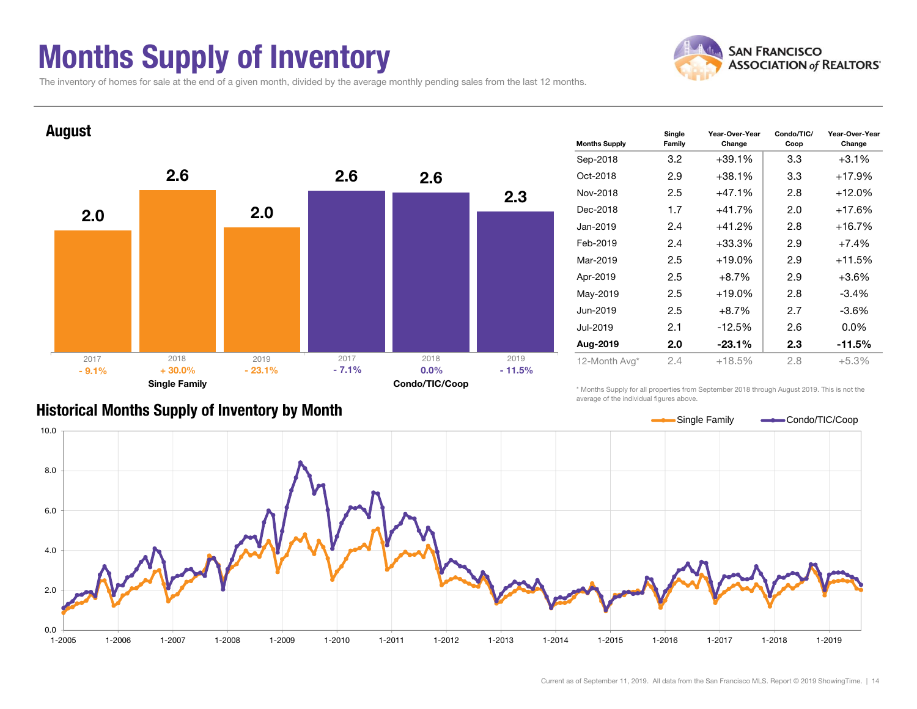# Months Supply of Inventory

The inventory of homes for sale at the end of a given month, divided by the average monthly pending sales from the last 12 months.

SAN FRANCISCO ASSOCIATION of REALTORS®

## August

| | 2017 | 2018 | 2019 |
|---|---|---|---|
| Single Family | 2.0 | 2.6 | 2.0 |
| Change | - 9.1% | + 30.0% | - 23.1% |
| Condo/TIC/Coop | 2.6 | 2.6 | 2.3 |
| Change | - 7.1% | 0.0% | - 11.5% |

| Months Supply | Single Family | Year-Over-Year Change | Condo/TIC/ Coop | Year-Over-Year Change |
|---|---|---|---|---|
| Sep-2018 | 3.2 | +39.1% | 3.3 | +3.1% |
| Oct-2018 | 2.9 | +38.1% | 3.3 | +17.9% |
| Nov-2018 | 2.5 | +47.1% | 2.8 | +12.0% |
| Dec-2018 | 1.7 | +41.7% | 2.0 | +17.6% |
| Jan-2019 | 2.4 | +41.2% | 2.8 | +16.7% |
| Feb-2019 | 2.4 | +33.3% | 2.9 | +7.4% |
| Mar-2019 | 2.5 | +19.0% | 2.9 | +11.5% |
| Apr-2019 | 2.5 | +8.7% | 2.9 | +3.6% |
| May-2019 | 2.5 | +19.0% | 2.8 | -3.4% |
| Jun-2019 | 2.5 | +8.7% | 2.7 | -3.6% |
| Jul-2019 | 2.1 | -12.5% | 2.6 | 0.0% |
| **Aug-2019** | **2.0** | **-23.1%** | **2.3** | **-11.5%** |
| 12-Month Avg* | 2.4 | +18.5% | 2.8 | +5.3% |

\* Months Supply for all properties from September 2018 through August 2019. This is not the average of the individual figures above.

## Historical Months Supply of Inventory by Month

Current as of September 11, 2019. All data from the San Francisco MLS. Report © 2019 ShowingTime.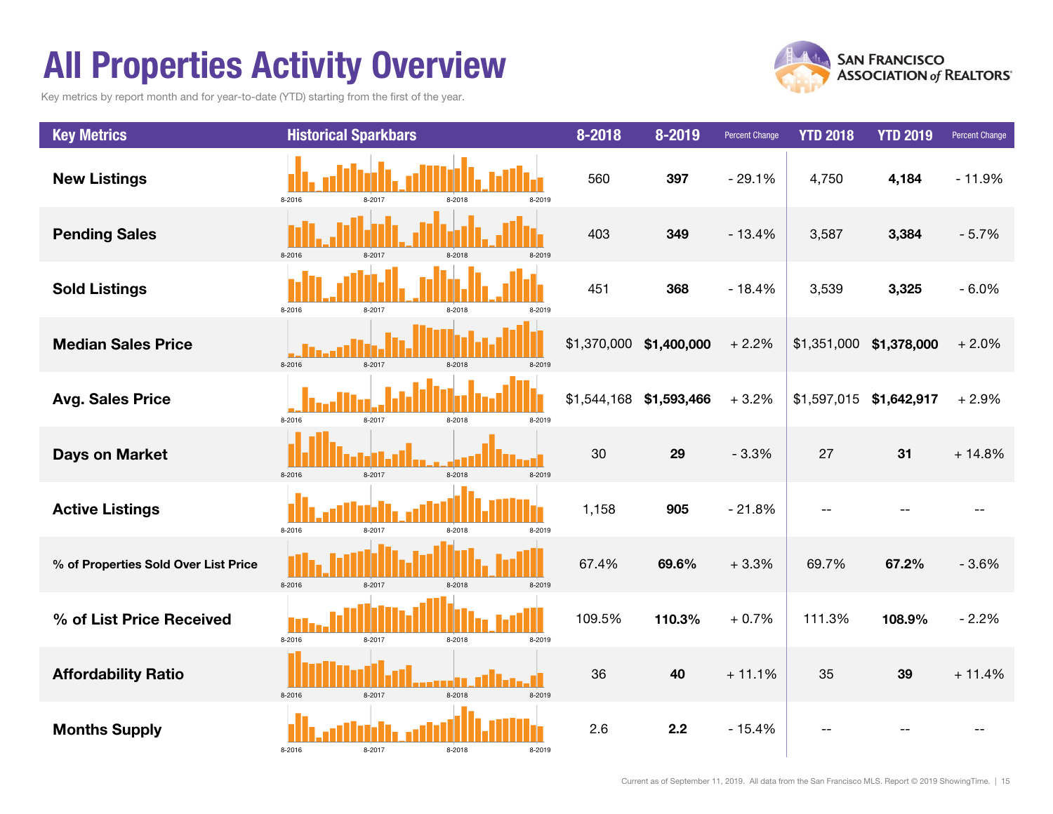# All Properties Activity Overview

Key metrics by report month and for year-to-date (YTD) starting from the first of the year.

| Key Metrics | Historical Sparkbars | 8-2018 | 8-2019 | Percent Change | YTD 2018 | YTD 2019 | Percent Change |
|---|---|---|---|---|---|---|---|
| New Listings | 8-2016 8-2017 8-2018 8-2019 | 560 | **397** | - 29.1% | 4,750 | **4,184** | - 11.9% |
| Pending Sales | 8-2016 8-2017 8-2018 8-2019 | 403 | **349** | - 13.4% | 3,587 | **3,384** | - 5.7% |
| Sold Listings | 8-2016 8-2017 8-2018 8-2019 | 451 | **368** | - 18.4% | 3,539 | **3,325** | - 6.0% |
| Median Sales Price | 8-2016 8-2017 8-2018 8-2019 | $1,370,000 | **$1,400,000** | + 2.2% | $1,351,000 | **$1,378,000** | + 2.0% |
| Avg. Sales Price | 8-2016 8-2017 8-2018 8-2019 | $1,544,168 | **$1,593,466** | + 3.2% | $1,597,015 | **$1,642,917** | + 2.9% |
| Days on Market | 8-2016 8-2017 8-2018 8-2019 | 30 | **29** | - 3.3% | 27 | **31** | + 14.8% |
| Active Listings | 8-2016 8-2017 8-2018 8-2019 | 1,158 | **905** | - 21.8% | -- | -- | -- |
| % of Properties Sold Over List Price | 8-2016 8-2017 8-2018 8-2019 | 67.4% | **69.6%** | + 3.3% | 69.7% | **67.2%** | - 3.6% |
| % of List Price Received | 8-2016 8-2017 8-2018 8-2019 | 109.5% | **110.3%** | + 0.7% | 111.3% | **108.9%** | - 2.2% |
| Affordability Ratio | 8-2016 8-2017 8-2018 8-2019 | 36 | **40** | + 11.1% | 35 | **39** | + 11.4% |
| Months Supply | 8-2016 8-2017 8-2018 8-2019 | 2.6 | **2.2** | - 15.4% | -- | -- | -- |

Current as of September 11, 2019. All data from the San Francisco MLS. Report © 2019 ShowingTime.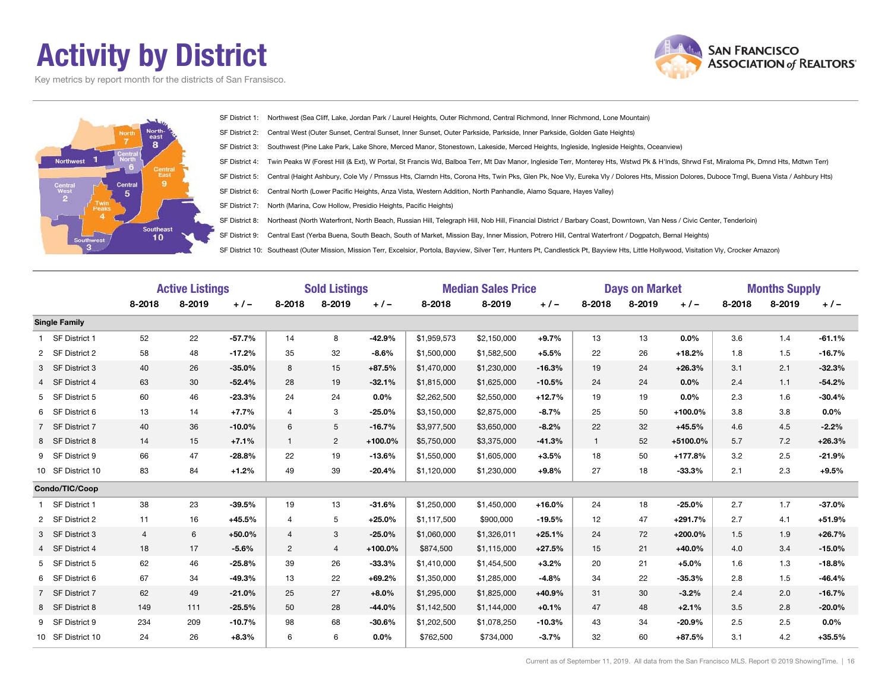# Activity by District

Key metrics by report month for the districts of San Fransisco.

SF District 1: Northwest (Sea Cliff, Lake, Jordan Park / Laurel Heights, Outer Richmond, Central Richmond, Inner Richmond, Lone Mountain)

SF District 2: Central West (Outer Sunset, Central Sunset, Inner Sunset, Outer Parkside, Parkside, Inner Parkside, Golden Gate Heights)

SF District 3: Southwest (Pine Lake Park, Lake Shore, Merced Manor, Stonestown, Lakeside, Merced Heights, Ingleside, Ingleside Heights, Oceanview)

SF District 4: Twin Peaks W (Forest Hill (& Ext), W Portal, St Francis Wd, Balboa Terr, Mt Dav Manor, Ingleside Terr, Monterey Hts, Wstwd Pk & H'lnds, Shrwd Fst, Miraloma Pk, Dmnd Hts, Mdtwn Terr)

SF District 5: Central (Haight Ashbury, Cole Vly / Prnssus Hts, Clarndn Hts, Corona Hts, Twin Pks, Glen Pk, Noe Vly, Eureka Vly / Dolores Hts, Mission Dolores, Duboce Trngl, Buena Vista / Ashbury Hts)

SF District 6: Central North (Lower Pacific Heights, Anza Vista, Western Addition, North Panhandle, Alamo Square, Hayes Valley)

SF District 7: North (Marina, Cow Hollow, Presidio Heights, Pacific Heights)

SF District 8: Northeast (North Waterfront, North Beach, Russian Hill, Telegraph Hill, Nob Hill, Financial District / Barbary Coast, Downtown, Van Ness / Civic Center, Tenderloin)

SF District 9: Central East (Yerba Buena, South Beach, South of Market, Mission Bay, Inner Mission, Potrero Hill, Central Waterfront / Dogpatch, Bernal Heights)

SF District 10: Southeast (Outer Mission, Mission Terr, Excelsior, Portola, Bayview, Silver Terr, Hunters Pt, Candlestick Pt, Bayview Hts, Little Hollywood, Visitation Vly, Crocker Amazon)

| | | Active Listings | | | Sold Listings | | | Median Sales Price | | | Days on Market | | | Months Supply | | |
|---|---|---|---|---|---|---|---|---|---|---|---|---|---|---|---|---|
| | | 8-2018 | 8-2019 | + / – | 8-2018 | 8-2019 | + / – | 8-2018 | 8-2019 | + / – | 8-2018 | 8-2019 | + / – | 8-2018 | 8-2019 | + / – |
| **Single Family** | | | | | | | | | | | | | | | | |
| 1 | SF District 1 | 52 | 22 | **-57.7%** | 14 | 8 | **-42.9%** | $1,959,573 | $2,150,000 | **+9.7%** | 13 | 13 | **0.0%** | 3.6 | 1.4 | **-61.1%** |
| 2 | SF District 2 | 58 | 48 | **-17.2%** | 35 | 32 | **-8.6%** | $1,500,000 | $1,582,500 | **+5.5%** | 22 | 26 | **+18.2%** | 1.8 | 1.5 | **-16.7%** |
| 3 | SF District 3 | 40 | 26 | **-35.0%** | 8 | 15 | **+87.5%** | $1,470,000 | $1,230,000 | **-16.3%** | 19 | 24 | **+26.3%** | 3.1 | 2.1 | **-32.3%** |
| 4 | SF District 4 | 63 | 30 | **-52.4%** | 28 | 19 | **-32.1%** | $1,815,000 | $1,625,000 | **-10.5%** | 24 | 24 | **0.0%** | 2.4 | 1.1 | **-54.2%** |
| 5 | SF District 5 | 60 | 46 | **-23.3%** | 24 | 24 | **0.0%** | $2,262,500 | $2,550,000 | **+12.7%** | 19 | 19 | **0.0%** | 2.3 | 1.6 | **-30.4%** |
| 6 | SF District 6 | 13 | 14 | **+7.7%** | 4 | 3 | **-25.0%** | $3,150,000 | $2,875,000 | **-8.7%** | 25 | 50 | **+100.0%** | 3.8 | 3.8 | **0.0%** |
| 7 | SF District 7 | 40 | 36 | **-10.0%** | 6 | 5 | **-16.7%** | $3,977,500 | $3,650,000 | **-8.2%** | 22 | 32 | **+45.5%** | 4.6 | 4.5 | **-2.2%** |
| 8 | SF District 8 | 14 | 15 | **+7.1%** | 1 | 2 | **+100.0%** | $5,750,000 | $3,375,000 | **-41.3%** | 1 | 52 | **+5100.0%** | 5.7 | 7.2 | **+26.3%** |
| 9 | SF District 9 | 66 | 47 | **-28.8%** | 22 | 19 | **-13.6%** | $1,550,000 | $1,605,000 | **+3.5%** | 18 | 50 | **+177.8%** | 3.2 | 2.5 | **-21.9%** |
| 10 | SF District 10 | 83 | 84 | **+1.2%** | 49 | 39 | **-20.4%** | $1,120,000 | $1,230,000 | **+9.8%** | 27 | 18 | **-33.3%** | 2.1 | 2.3 | **+9.5%** |
| **Condo/TIC/Coop** | | | | | | | | | | | | | | | | |
| 1 | SF District 1 | 38 | 23 | **-39.5%** | 19 | 13 | **-31.6%** | $1,250,000 | $1,450,000 | **+16.0%** | 24 | 18 | **-25.0%** | 2.7 | 1.7 | **-37.0%** |
| 2 | SF District 2 | 11 | 16 | **+45.5%** | 4 | 5 | **+25.0%** | $1,117,500 | $900,000 | **-19.5%** | 12 | 47 | **+291.7%** | 2.7 | 4.1 | **+51.9%** |
| 3 | SF District 3 | 4 | 6 | **+50.0%** | 4 | 3 | **-25.0%** | $1,060,000 | $1,326,011 | **+25.1%** | 24 | 72 | **+200.0%** | 1.5 | 1.9 | **+26.7%** |
| 4 | SF District 4 | 18 | 17 | **-5.6%** | 2 | 4 | **+100.0%** | $874,500 | $1,115,000 | **+27.5%** | 15 | 21 | **+40.0%** | 4.0 | 3.4 | **-15.0%** |
| 5 | SF District 5 | 62 | 46 | **-25.8%** | 39 | 26 | **-33.3%** | $1,410,000 | $1,454,500 | **+3.2%** | 20 | 21 | **+5.0%** | 1.6 | 1.3 | **-18.8%** |
| 6 | SF District 6 | 67 | 34 | **-49.3%** | 13 | 22 | **+69.2%** | $1,350,000 | $1,285,000 | **-4.8%** | 34 | 22 | **-35.3%** | 2.8 | 1.5 | **-46.4%** |
| 7 | SF District 7 | 62 | 49 | **-21.0%** | 25 | 27 | **+8.0%** | $1,295,000 | $1,825,000 | **+40.9%** | 31 | 30 | **-3.2%** | 2.4 | 2.0 | **-16.7%** |
| 8 | SF District 8 | 149 | 111 | **-25.5%** | 50 | 28 | **-44.0%** | $1,142,500 | $1,144,000 | **+0.1%** | 47 | 48 | **+2.1%** | 3.5 | 2.8 | **-20.0%** |
| 9 | SF District 9 | 234 | 209 | **-10.7%** | 98 | 68 | **-30.6%** | $1,202,500 | $1,078,250 | **-10.3%** | 43 | 34 | **-20.9%** | 2.5 | 2.5 | **0.0%** |
| 10 | SF District 10 | 24 | 26 | **+8.3%** | 6 | 6 | **0.0%** | $762,500 | $734,000 | **-3.7%** | 32 | 60 | **+87.5%** | 3.1 | 4.2 | **+35.5%** |

Current as of September 11, 2019. All data from the San Francisco MLS. Report © 2019 ShowingTime.